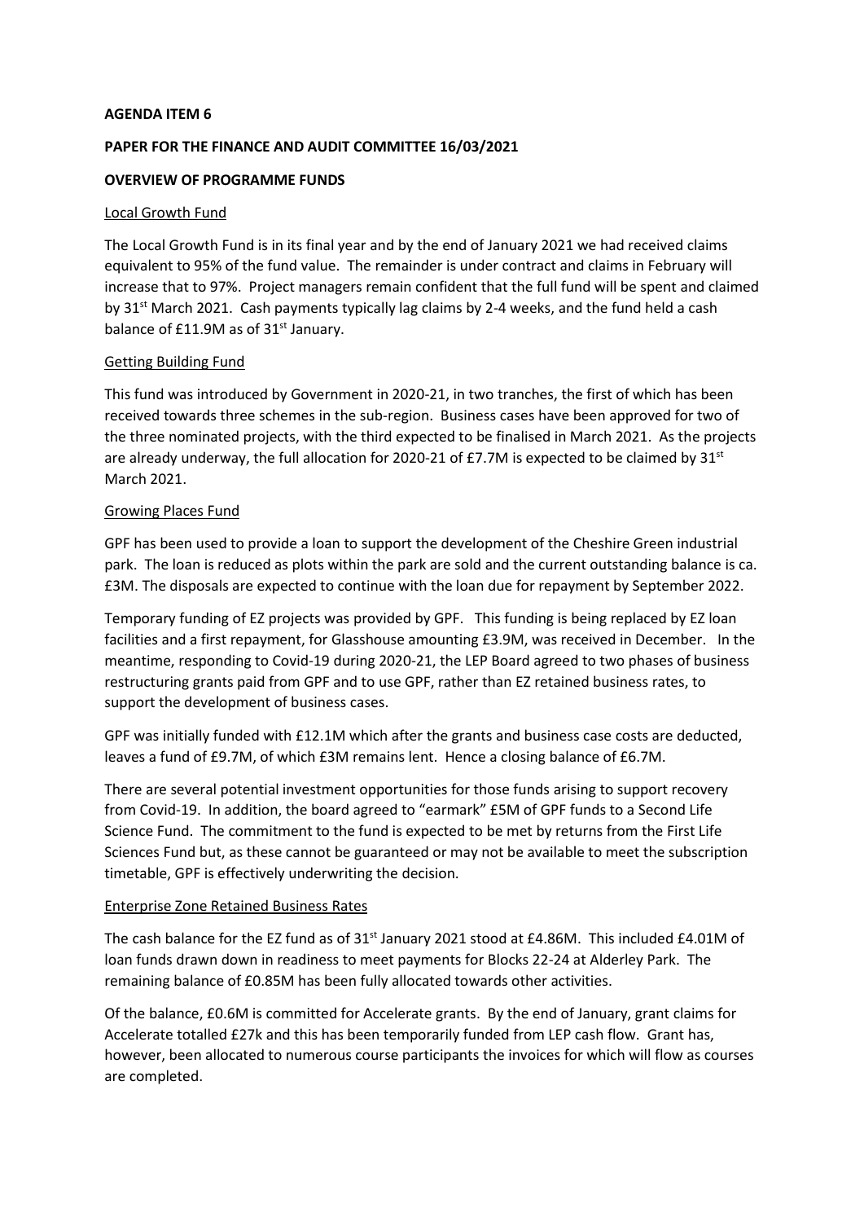**AGENDA ITEM 6**

**PAPER FOR THE FINANCE AND AUDIT COMMITTEE 16/03/2021**

**OVERVIEW OF PROGRAMME FUNDS**

Local Growth Fund

The Local Growth Fund is in its final year and by the end of January 2021 we had received claims equivalent to 95% of the fund value. The remainder is under contract and claims in February will increase that to 97%. Project managers remain confident that the full fund will be spent and claimed by 31st March 2021. Cash payments typically lag claims by 2-4 weeks, and the fund held a cash balance of £11.9M as of 31st January.

Getting Building Fund

This fund was introduced by Government in 2020-21, in two tranches, the first of which has been received towards three schemes in the sub-region. Business cases have been approved for two of the three nominated projects, with the third expected to be finalised in March 2021. As the projects are already underway, the full allocation for 2020-21 of £7.7M is expected to be claimed by 31st March 2021.

Growing Places Fund

GPF has been used to provide a loan to support the development of the Cheshire Green industrial park. The loan is reduced as plots within the park are sold and the current outstanding balance is ca. £3M. The disposals are expected to continue with the loan due for repayment by September 2022.

Temporary funding of EZ projects was provided by GPF. This funding is being replaced by EZ loan facilities and a first repayment, for Glasshouse amounting £3.9M, was received in December. In the meantime, responding to Covid-19 during 2020-21, the LEP Board agreed to two phases of business restructuring grants paid from GPF and to use GPF, rather than EZ retained business rates, to support the development of business cases.

GPF was initially funded with £12.1M which after the grants and business case costs are deducted, leaves a fund of £9.7M, of which £3M remains lent. Hence a closing balance of £6.7M.

There are several potential investment opportunities for those funds arising to support recovery from Covid-19. In addition, the board agreed to "earmark" £5M of GPF funds to a Second Life Science Fund. The commitment to the fund is expected to be met by returns from the First Life Sciences Fund but, as these cannot be guaranteed or may not be available to meet the subscription timetable, GPF is effectively underwriting the decision.

Enterprise Zone Retained Business Rates

The cash balance for the EZ fund as of 31st January 2021 stood at £4.86M. This included £4.01M of loan funds drawn down in readiness to meet payments for Blocks 22-24 at Alderley Park. The remaining balance of £0.85M has been fully allocated towards other activities.

Of the balance, £0.6M is committed for Accelerate grants. By the end of January, grant claims for Accelerate totalled £27k and this has been temporarily funded from LEP cash flow. Grant has, however, been allocated to numerous course participants the invoices for which will flow as courses are completed.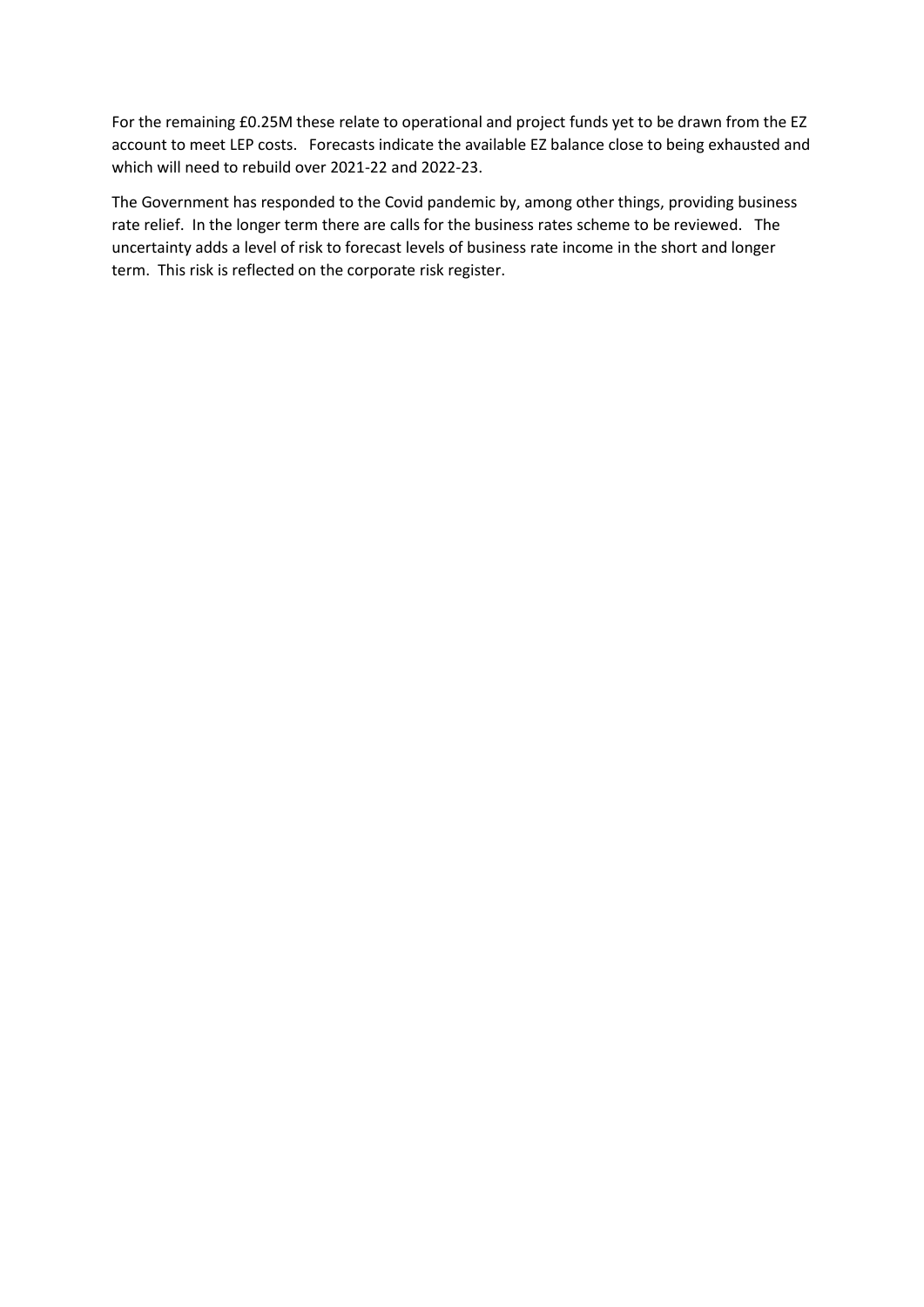For the remaining £0.25M these relate to operational and project funds yet to be drawn from the EZ account to meet LEP costs. Forecasts indicate the available EZ balance close to being exhausted and which will need to rebuild over 2021-22 and 2022-23.

The Government has responded to the Covid pandemic by, among other things, providing business rate relief. In the longer term there are calls for the business rates scheme to be reviewed. The uncertainty adds a level of risk to forecast levels of business rate income in the short and longer term. This risk is reflected on the corporate risk register.